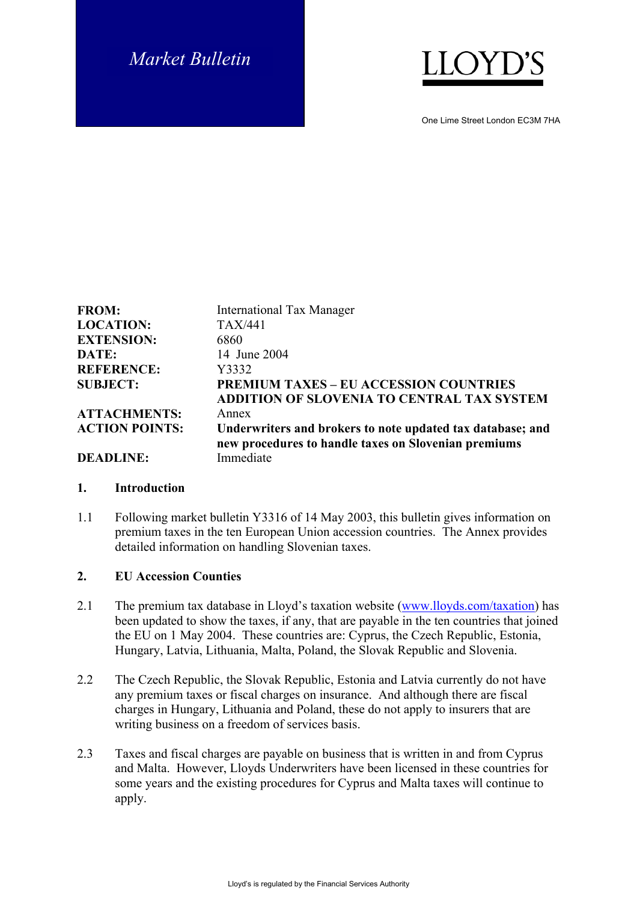*Market Bulletin*

**LLOYD'S**

One Lime Street London EC3M 7HA

| | |
|---|---|
| **FROM:** | International Tax Manager |
| **LOCATION:** | TAX/441 |
| **EXTENSION:** | 6860 |
| **DATE:** | 14 June 2004 |
| **REFERENCE:** | Y3332 |
| **SUBJECT:** | **PREMIUM TAXES – EU ACCESSION COUNTRIES ADDITION OF SLOVENIA TO CENTRAL TAX SYSTEM** |
| **ATTACHMENTS:** | Annex |
| **ACTION POINTS:** | **Underwriters and brokers to note updated tax database; and new procedures to handle taxes on Slovenian premiums** |
| **DEADLINE:** | Immediate |

## 1. Introduction

1.1 Following market bulletin Y3316 of 14 May 2003, this bulletin gives information on premium taxes in the ten European Union accession countries. The Annex provides detailed information on handling Slovenian taxes.

## 2. EU Accession Counties

2.1 The premium tax database in Lloyd's taxation website (www.lloyds.com/taxation) has been updated to show the taxes, if any, that are payable in the ten countries that joined the EU on 1 May 2004. These countries are: Cyprus, the Czech Republic, Estonia, Hungary, Latvia, Lithuania, Malta, Poland, the Slovak Republic and Slovenia.

2.2 The Czech Republic, the Slovak Republic, Estonia and Latvia currently do not have any premium taxes or fiscal charges on insurance. And although there are fiscal charges in Hungary, Lithuania and Poland, these do not apply to insurers that are writing business on a freedom of services basis.

2.3 Taxes and fiscal charges are payable on business that is written in and from Cyprus and Malta. However, Lloyds Underwriters have been licensed in these countries for some years and the existing procedures for Cyprus and Malta taxes will continue to apply.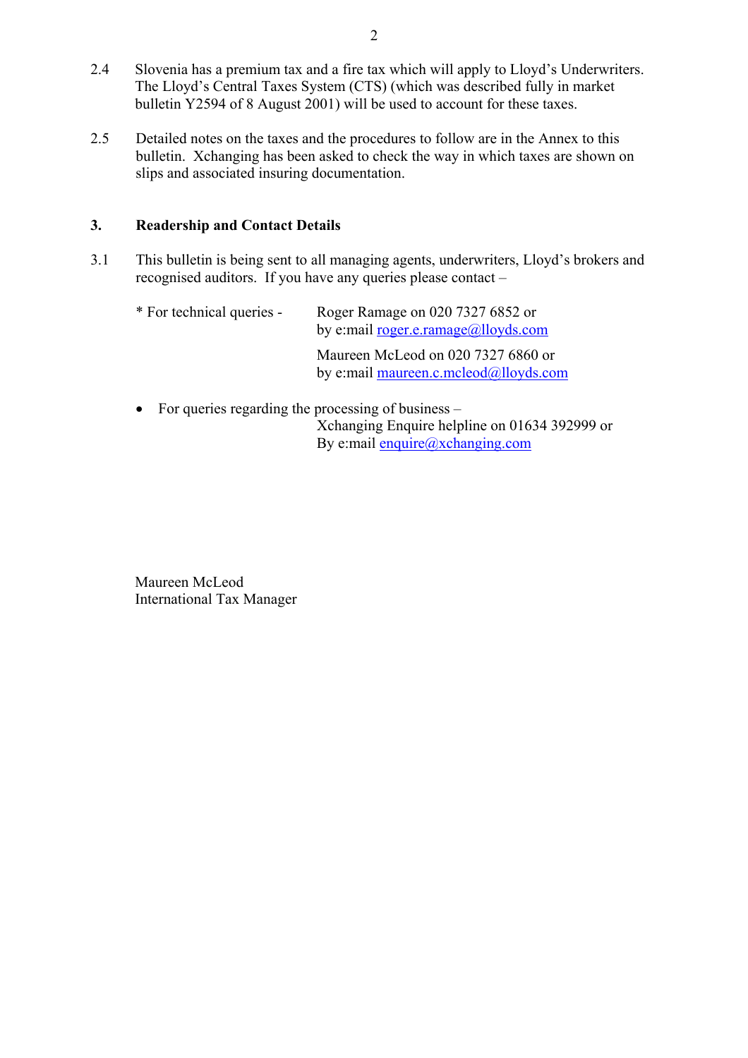2.4 Slovenia has a premium tax and a fire tax which will apply to Lloyd's Underwriters. The Lloyd's Central Taxes System (CTS) (which was described fully in market bulletin Y2594 of 8 August 2001) will be used to account for these taxes.

2.5 Detailed notes on the taxes and the procedures to follow are in the Annex to this bulletin. Xchanging has been asked to check the way in which taxes are shown on slips and associated insuring documentation.

## 3. Readership and Contact Details

3.1 This bulletin is being sent to all managing agents, underwriters, Lloyd's brokers and recognised auditors. If you have any queries please contact –

* For technical queries - Roger Ramage on 020 7327 6852 or by e:mail roger.e.ramage@lloyds.com

  Maureen McLeod on 020 7327 6860 or by e:mail maureen.c.mcleod@lloyds.com

- For queries regarding the processing of business – Xchanging Enquire helpline on 01634 392999 or By e:mail enquire@xchanging.com

Maureen McLeod
International Tax Manager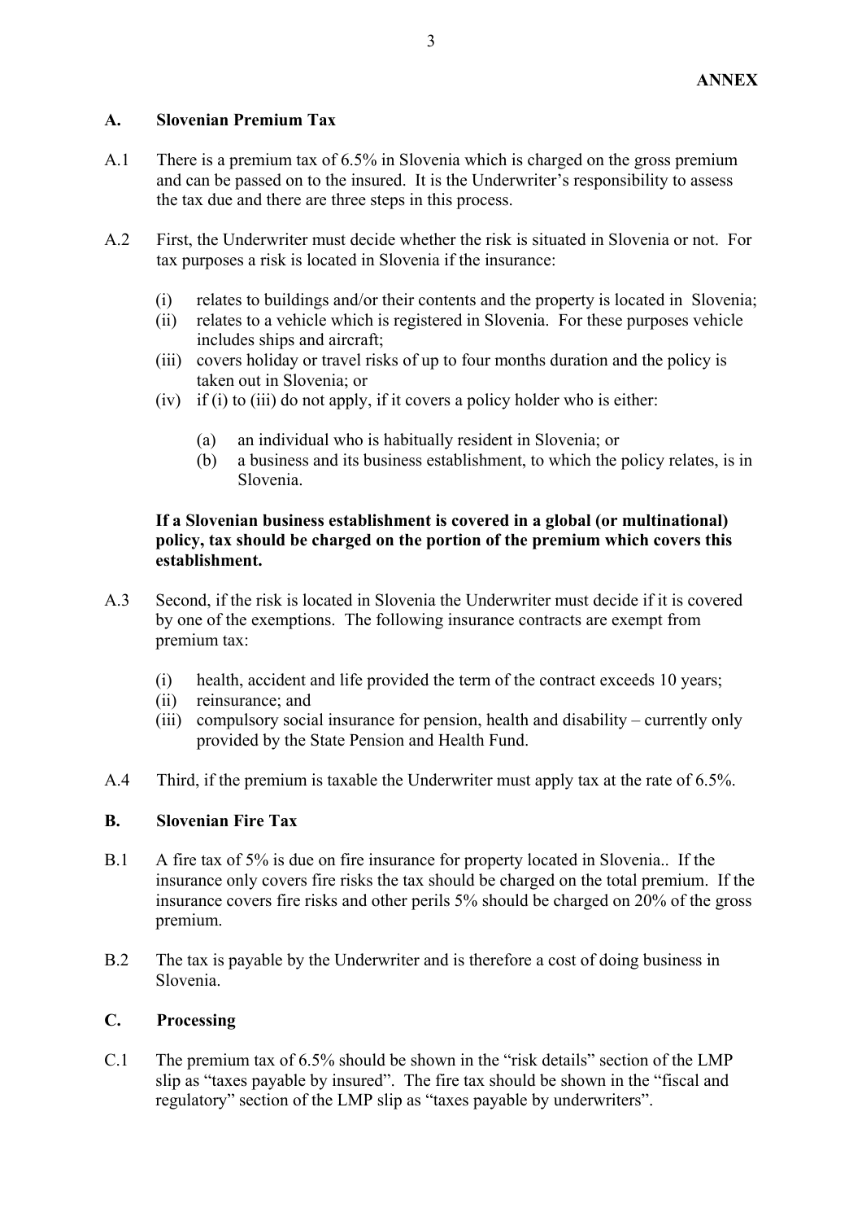**ANNEX**

## A. Slovenian Premium Tax

A.1 There is a premium tax of 6.5% in Slovenia which is charged on the gross premium and can be passed on to the insured. It is the Underwriter's responsibility to assess the tax due and there are three steps in this process.

A.2 First, the Underwriter must decide whether the risk is situated in Slovenia or not. For tax purposes a risk is located in Slovenia if the insurance:

- (i) relates to buildings and/or their contents and the property is located in Slovenia;
- (ii) relates to a vehicle which is registered in Slovenia. For these purposes vehicle includes ships and aircraft;
- (iii) covers holiday or travel risks of up to four months duration and the policy is taken out in Slovenia; or
- (iv) if (i) to (iii) do not apply, if it covers a policy holder who is either:
  - (a) an individual who is habitually resident in Slovenia; or
  - (b) a business and its business establishment, to which the policy relates, is in Slovenia.

**If a Slovenian business establishment is covered in a global (or multinational) policy, tax should be charged on the portion of the premium which covers this establishment.**

A.3 Second, if the risk is located in Slovenia the Underwriter must decide if it is covered by one of the exemptions. The following insurance contracts are exempt from premium tax:

- (i) health, accident and life provided the term of the contract exceeds 10 years;
- (ii) reinsurance; and
- (iii) compulsory social insurance for pension, health and disability – currently only provided by the State Pension and Health Fund.

A.4 Third, if the premium is taxable the Underwriter must apply tax at the rate of 6.5%.

## B. Slovenian Fire Tax

B.1 A fire tax of 5% is due on fire insurance for property located in Slovenia.. If the insurance only covers fire risks the tax should be charged on the total premium. If the insurance covers fire risks and other perils 5% should be charged on 20% of the gross premium.

B.2 The tax is payable by the Underwriter and is therefore a cost of doing business in Slovenia.

## C. Processing

C.1 The premium tax of 6.5% should be shown in the "risk details" section of the LMP slip as "taxes payable by insured". The fire tax should be shown in the "fiscal and regulatory" section of the LMP slip as "taxes payable by underwriters".